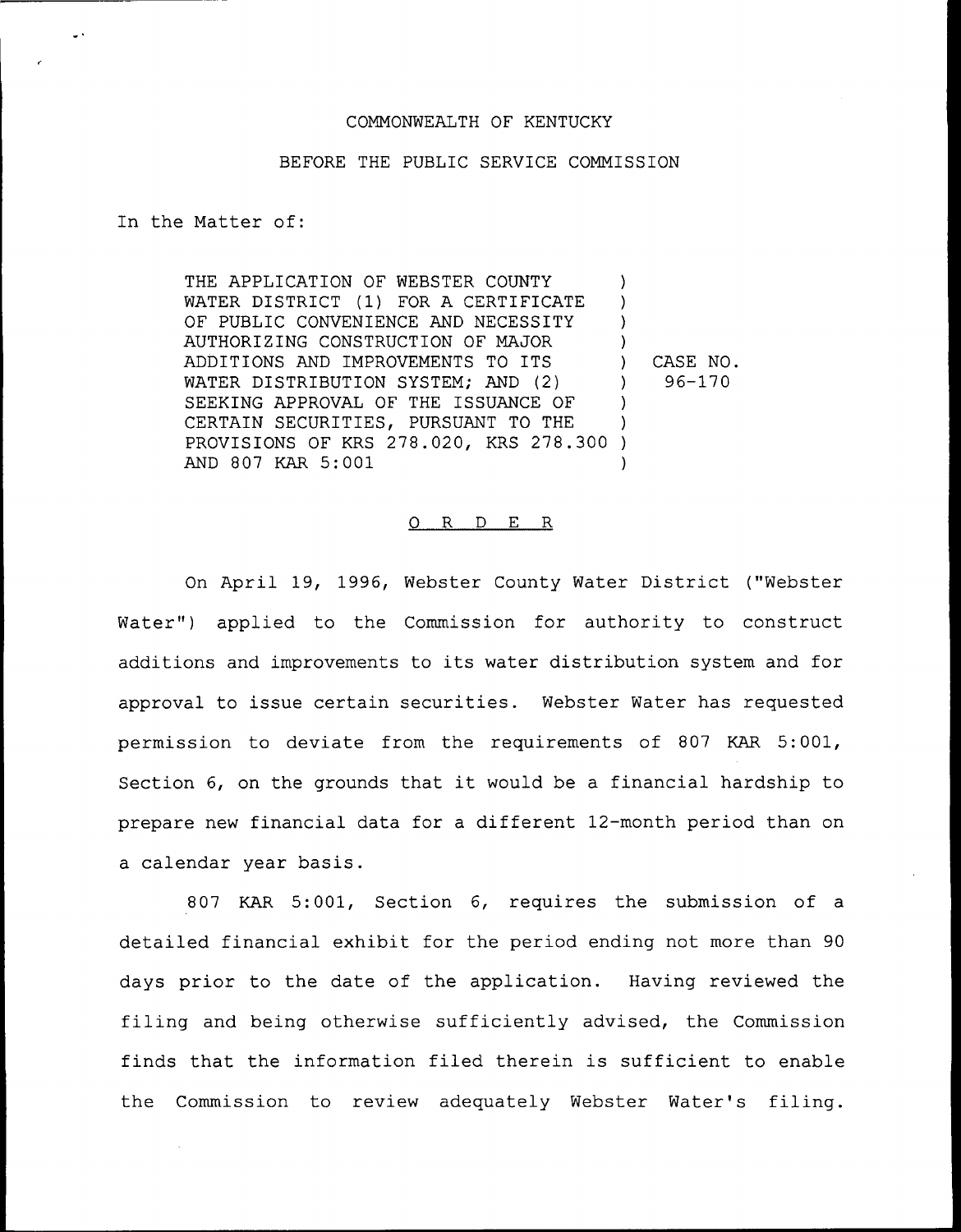COMMONWEALTH OF KENTUCKY

BEFORE THE PUBLIC SERVICE COMMISSION

In the Matter of:

THE APPLICATION OF WEBSTER COUNTY WATER DISTRICT (1) FOR A CERTIFICATE OF PUBLIC CONVENIENCE AND NECESSITY AUTHORIZING CONSTRUCTION OF MAJOR ADDITIONS AND IMPROVEMENTS TO ITS WATER DISTRIBUTION SYSTEM; AND (2) SEEKING APPROVAL OF THE ISSUANCE OF CERTAIN SECURITIES, PURSUANT TO THE PROVISIONS OF KRS 278.020, KRS 278.300 AND 807 KAR 5:001 ) CASE NO. 96-170

# O R D E R

On April 19, 1996, Webster County Water District ("Webster Water") applied to the Commission for authority to construct additions and improvements to its water distribution system and for approval to issue certain securities. Webster Water has requested permission to deviate from the requirements of 807 KAR 5:001, Section 6, on the grounds that it would be a financial hardship to prepare new financial data for a different 12-month period than on a calendar year basis.

807 KAR 5:001, Section 6, requires the submission of a detailed financial exhibit for the period ending not more than 90 days prior to the date of the application. Having reviewed the filing and being otherwise sufficiently advised, the Commission finds that the information filed therein is sufficient to enable the Commission to review adequately Webster Water's filing.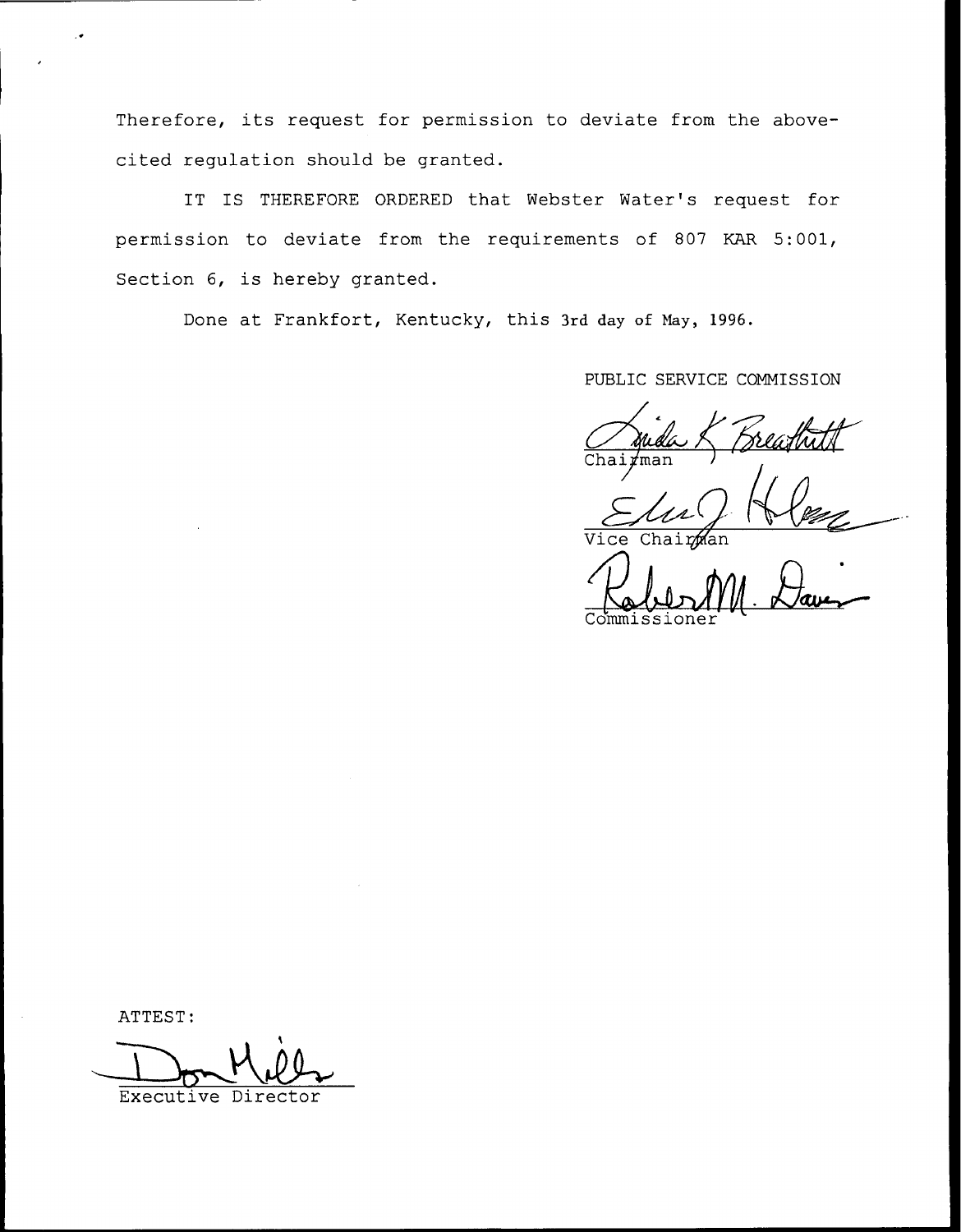Therefore, its request for permission to deviate from the above-cited regulation should be granted.

IT IS THEREFORE ORDERED that Webster Water's request for permission to deviate from the requirements of 807 KAR 5:001, Section 6, is hereby granted.

Done at Frankfort, Kentucky, this 3rd day of May, 1996.

PUBLIC SERVICE COMMISSION

Chairman

Vice Chairman

Commissioner

ATTEST:

Executive Director